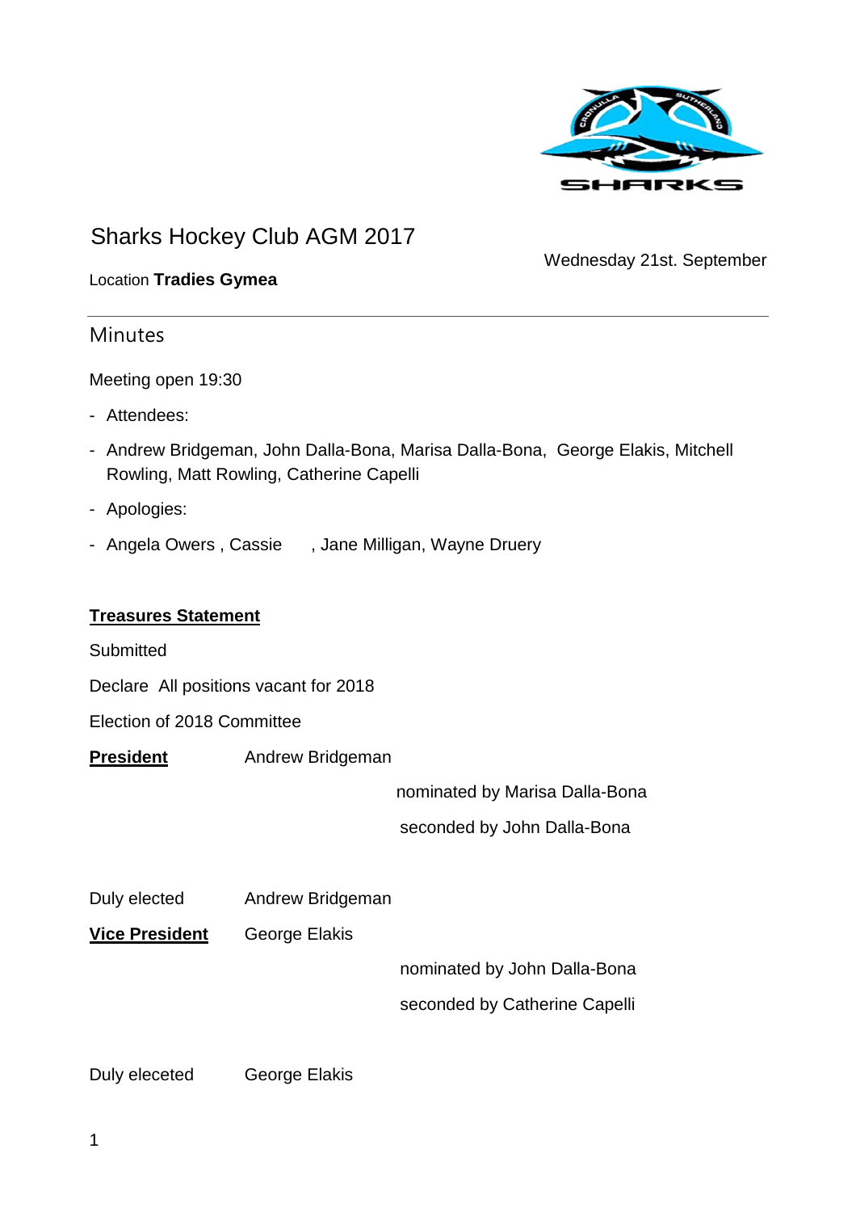# Sharks Hockey Club AGM 2017

Location **Tradies Gymea**

Wednesday 21st. September

## Minutes

Meeting open 19:30

- Attendees:
- Andrew Bridgeman, John Dalla-Bona, Marisa Dalla-Bona, George Elakis, Mitchell Rowling, Matt Rowling, Catherine Capelli
- Apologies:
- Angela Owers , Cassie , Jane Milligan, Wayne Druery

**Treasures Statement**

Submitted

Declare All positions vacant for 2018

Election of 2018 Committee

**President** Andrew Bridgeman

nominated by Marisa Dalla-Bona

seconded by John Dalla-Bona

Duly elected Andrew Bridgeman

**Vice President** George Elakis

nominated by John Dalla-Bona

seconded by Catherine Capelli

Duly eleceted George Elakis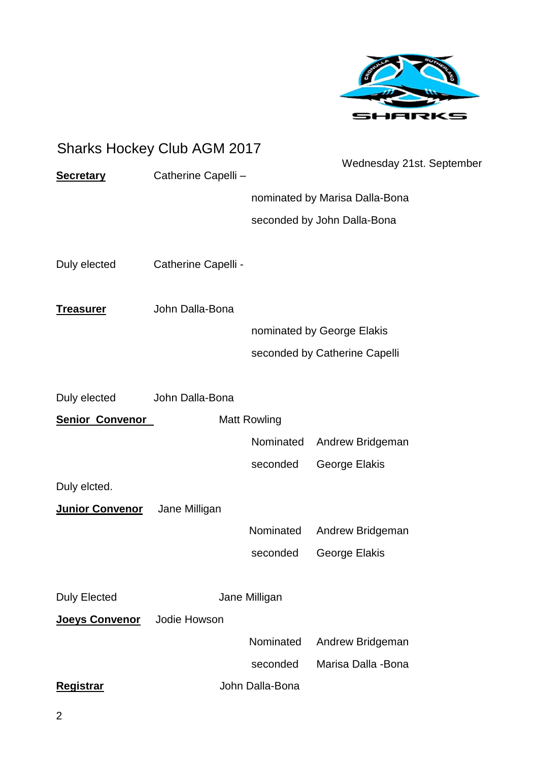# Sharks Hockey Club AGM 2017

Wednesday 21st. September

**Secretary** Catherine Capelli –

nominated by Marisa Dalla-Bona

seconded by John Dalla-Bona

Duly elected Catherine Capelli -

**Treasurer** John Dalla-Bona

nominated by George Elakis

seconded by Catherine Capelli

Duly elected John Dalla-Bona

**Senior Convenor** Matt Rowling

Nominated Andrew Bridgeman

seconded George Elakis

Duly elcted.

**Junior Convenor** Jane Milligan

Nominated Andrew Bridgeman

seconded George Elakis

Duly Elected Jane Milligan

**Joeys Convenor** Jodie Howson

Nominated Andrew Bridgeman

seconded Marisa Dalla -Bona

**Registrar** John Dalla-Bona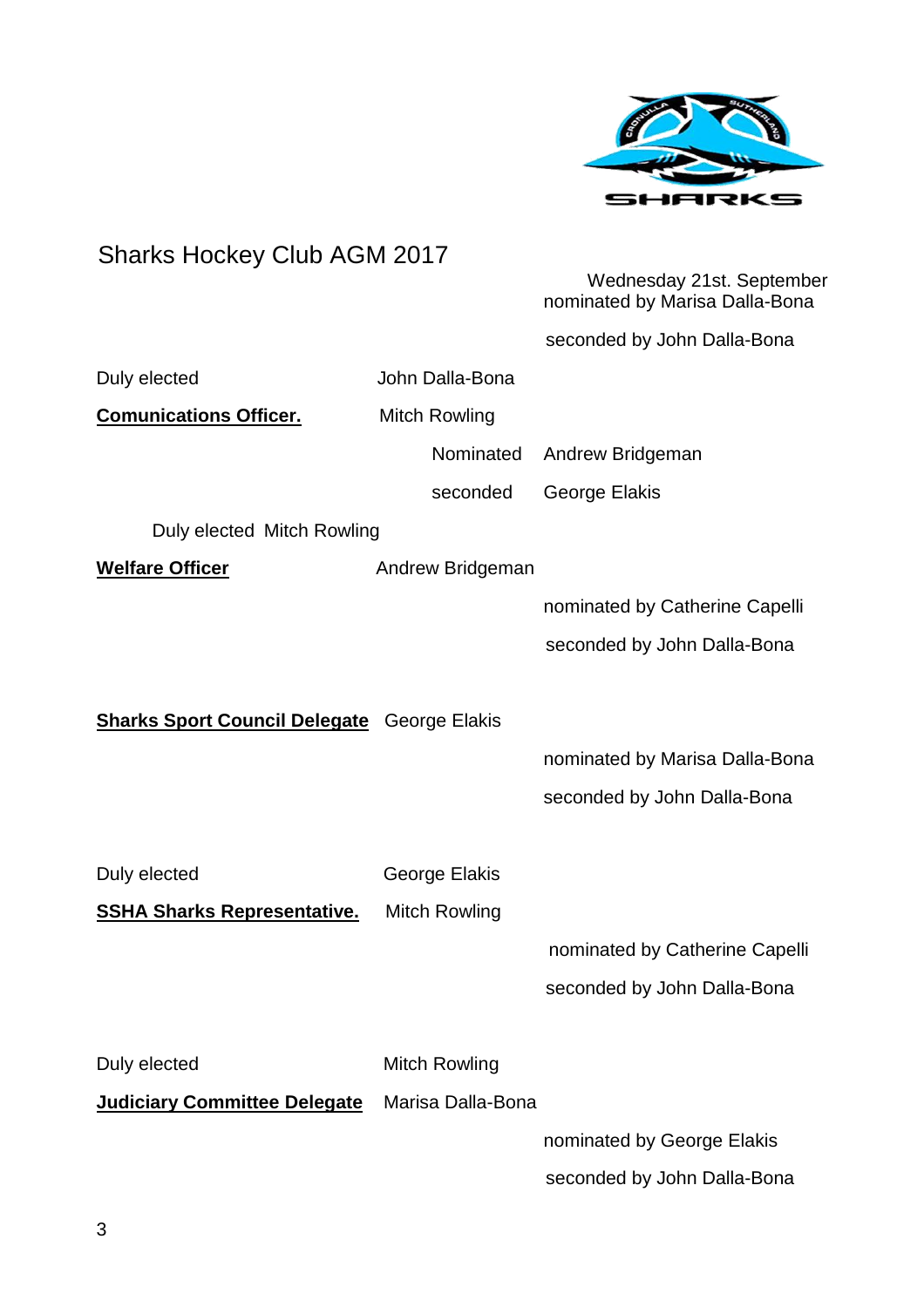Sharks Hockey Club AGM 2017

Wednesday 21st. September

nominated by Marisa Dalla-Bona

seconded by John Dalla-Bona

Duly elected John Dalla-Bona

**Comunications Officer.** Mitch Rowling

Nominated Andrew Bridgeman

seconded George Elakis

Duly elected Mitch Rowling

**Welfare Officer** Andrew Bridgeman

nominated by Catherine Capelli

seconded by John Dalla-Bona

**Sharks Sport Council Delegate** George Elakis

nominated by Marisa Dalla-Bona

seconded by John Dalla-Bona

Duly elected George Elakis

**SSHA Sharks Representative.** Mitch Rowling

nominated by Catherine Capelli

seconded by John Dalla-Bona

Duly elected Mitch Rowling

**Judiciary Committee Delegate** Marisa Dalla-Bona

nominated by George Elakis

seconded by John Dalla-Bona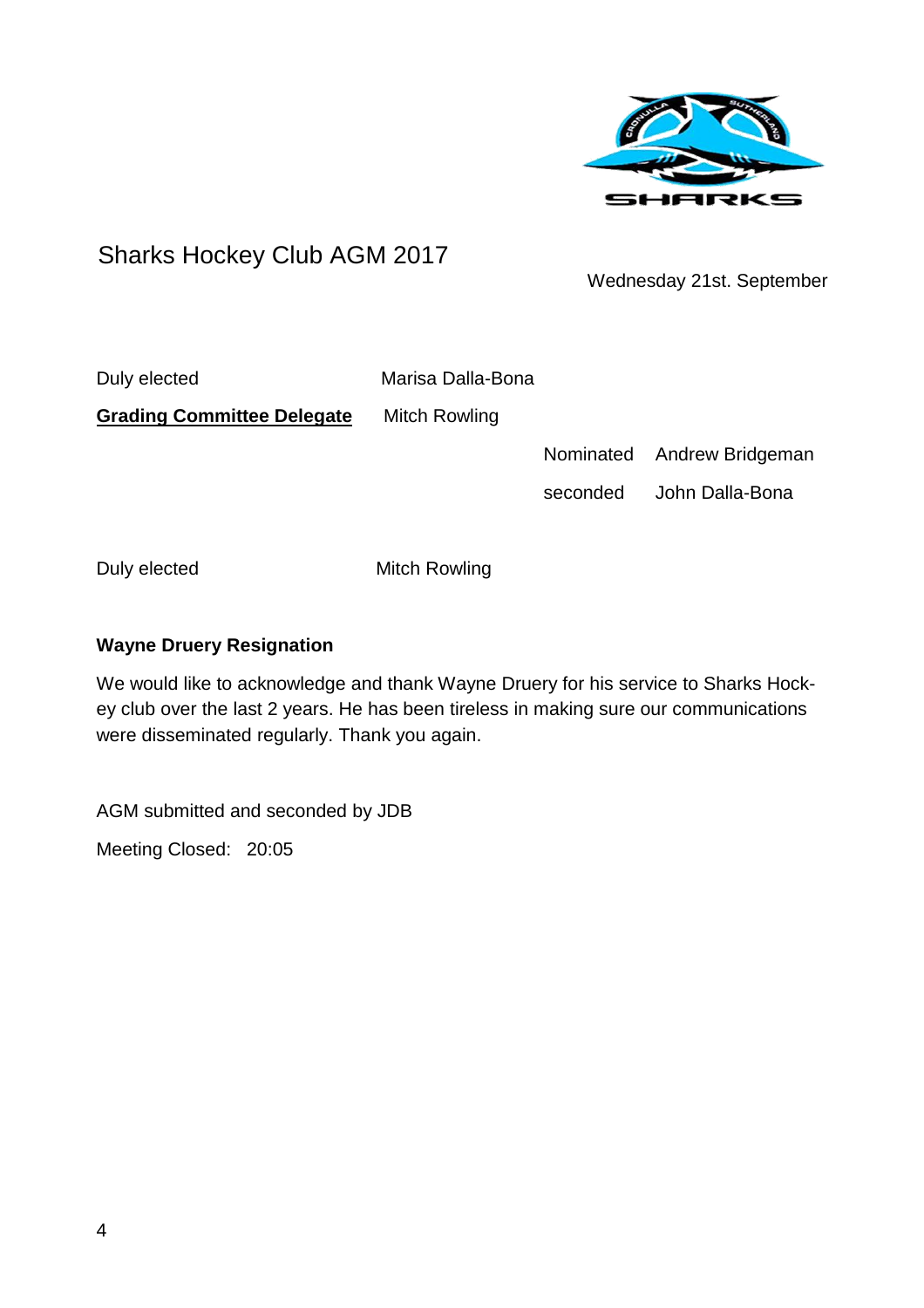Sharks Hockey Club AGM 2017

Wednesday 21st. September

| | | | |
|---|---|---|---|
| Duly elected | Marisa Dalla-Bona | | |
| **<u>Grading Committee Delegate</u>** | Mitch Rowling | | |
| | | Nominated | Andrew Bridgeman |
| | | seconded | John Dalla-Bona |
| Duly elected | Mitch Rowling | | |

**Wayne Druery Resignation**

We would like to acknowledge and thank Wayne Druery for his service to Sharks Hockey club over the last 2 years. He has been tireless in making sure our communications were disseminated regularly. Thank you again.

AGM submitted and seconded by JDB

Meeting Closed: 20:05